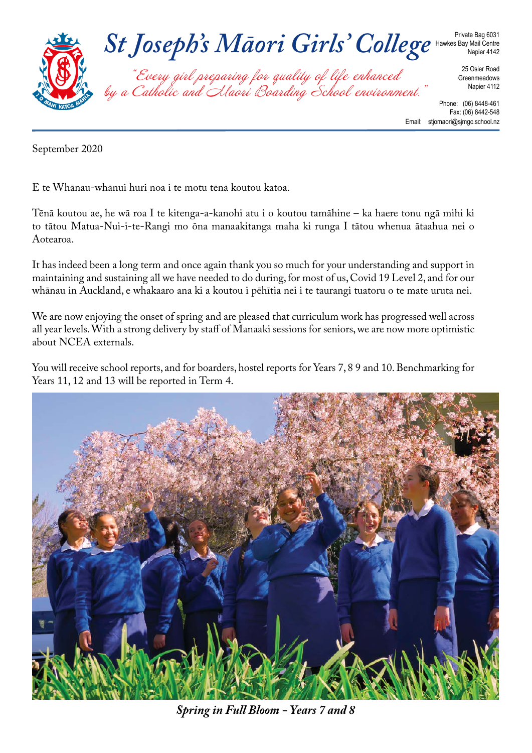# St Joseph's Māori Girls' College

*"Every girl preparing for quality of life enhanced by a Catholic and Maori Boarding School environment."*

Private Bag 6031
Hawkes Bay Mail Centre
Napier 4142

25 Osier Road
Greenmeadows
Napier 4112

Phone: (06) 8448-461
Fax: (06) 8442-548
Email: stjomaori@sjmgc.school.nz

September 2020

E te Whānau-whānui huri noa i te motu tēnā koutou katoa.

Tēnā koutou ae, he wā roa I te kitenga-a-kanohi atu i o koutou tamāhine – ka haere tonu ngā mihi ki to tātou Matua-Nui-i-te-Rangi mo ōna manaakitanga maha ki runga I tātou whenua ātaahua nei o Aotearoa.

It has indeed been a long term and once again thank you so much for your understanding and support in maintaining and sustaining all we have needed to do during, for most of us, Covid 19 Level 2, and for our whānau in Auckland, e whakaaro ana ki a koutou i pēhītia nei i te taurangi tuatoru o te mate uruta nei.

We are now enjoying the onset of spring and are pleased that curriculum work has progressed well across all year levels. With a strong delivery by staff of Manaaki sessions for seniors, we are now more optimistic about NCEA externals.

You will receive school reports, and for boarders, hostel reports for Years 7, 8 9 and 10. Benchmarking for Years 11, 12 and 13 will be reported in Term 4.

*Spring in Full Bloom - Years 7 and 8*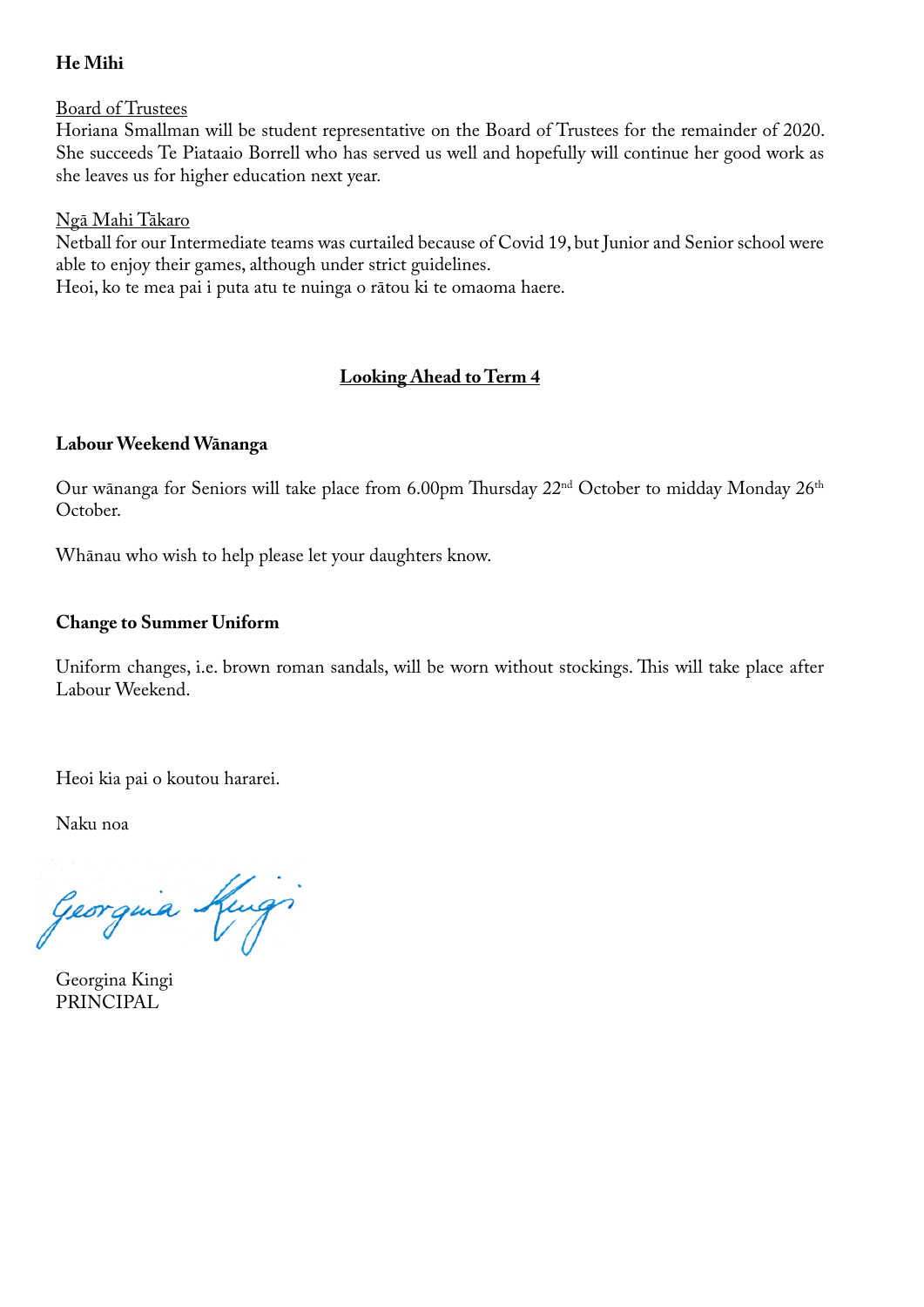**He Mihi**

Board of Trustees
Horiana Smallman will be student representative on the Board of Trustees for the remainder of 2020. She succeeds Te Piataaio Borrell who has served us well and hopefully will continue her good work as she leaves us for higher education next year.

Ngā Mahi Tākaro
Netball for our Intermediate teams was curtailed because of Covid 19, but Junior and Senior school were able to enjoy their games, although under strict guidelines.
Heoi, ko te mea pai i puta atu te nuinga o rātou ki te omaoma haere.

## Looking Ahead to Term 4

**Labour Weekend Wānanga**

Our wānanga for Seniors will take place from 6.00pm Thursday 22nd October to midday Monday 26th October.

Whānau who wish to help please let your daughters know.

**Change to Summer Uniform**

Uniform changes, i.e. brown roman sandals, will be worn without stockings. This will take place after Labour Weekend.

Heoi kia pai o koutou hararei.

Naku noa

Georgina Kingi
PRINCIPAL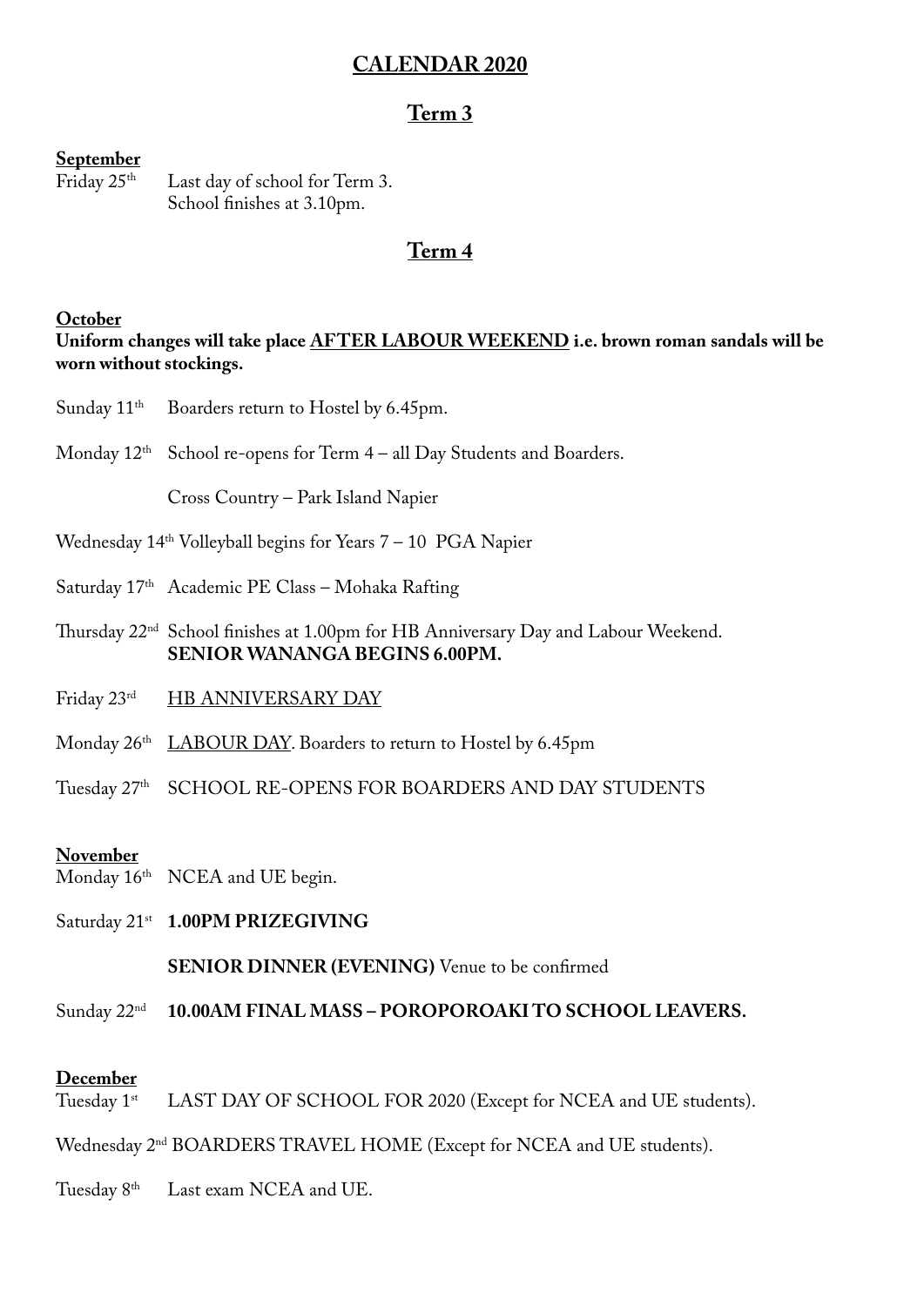# CALENDAR 2020

## Term 3

**September**

Friday 25th Last day of school for Term 3.
School finishes at 3.10pm.

## Term 4

**October**

**Uniform changes will take place AFTER LABOUR WEEKEND i.e. brown roman sandals will be worn without stockings.**

Sunday 11th Boarders return to Hostel by 6.45pm.

Monday 12th School re-opens for Term 4 – all Day Students and Boarders.

Cross Country – Park Island Napier

Wednesday 14th Volleyball begins for Years 7 – 10 PGA Napier

Saturday 17th Academic PE Class – Mohaka Rafting

Thursday 22nd School finishes at 1.00pm for HB Anniversary Day and Labour Weekend.
**SENIOR WANANGA BEGINS 6.00PM.**

Friday 23rd HB ANNIVERSARY DAY

Monday 26th LABOUR DAY. Boarders to return to Hostel by 6.45pm

Tuesday 27th SCHOOL RE-OPENS FOR BOARDERS AND DAY STUDENTS

**November**

Monday 16th NCEA and UE begin.

Saturday 21st **1.00PM PRIZEGIVING**

**SENIOR DINNER (EVENING)** Venue to be confirmed

Sunday 22nd **10.00AM FINAL MASS – POROPOROAKI TO SCHOOL LEAVERS.**

**December**

Tuesday 1st LAST DAY OF SCHOOL FOR 2020 (Except for NCEA and UE students).

Wednesday 2nd BOARDERS TRAVEL HOME (Except for NCEA and UE students).

Tuesday 8th Last exam NCEA and UE.